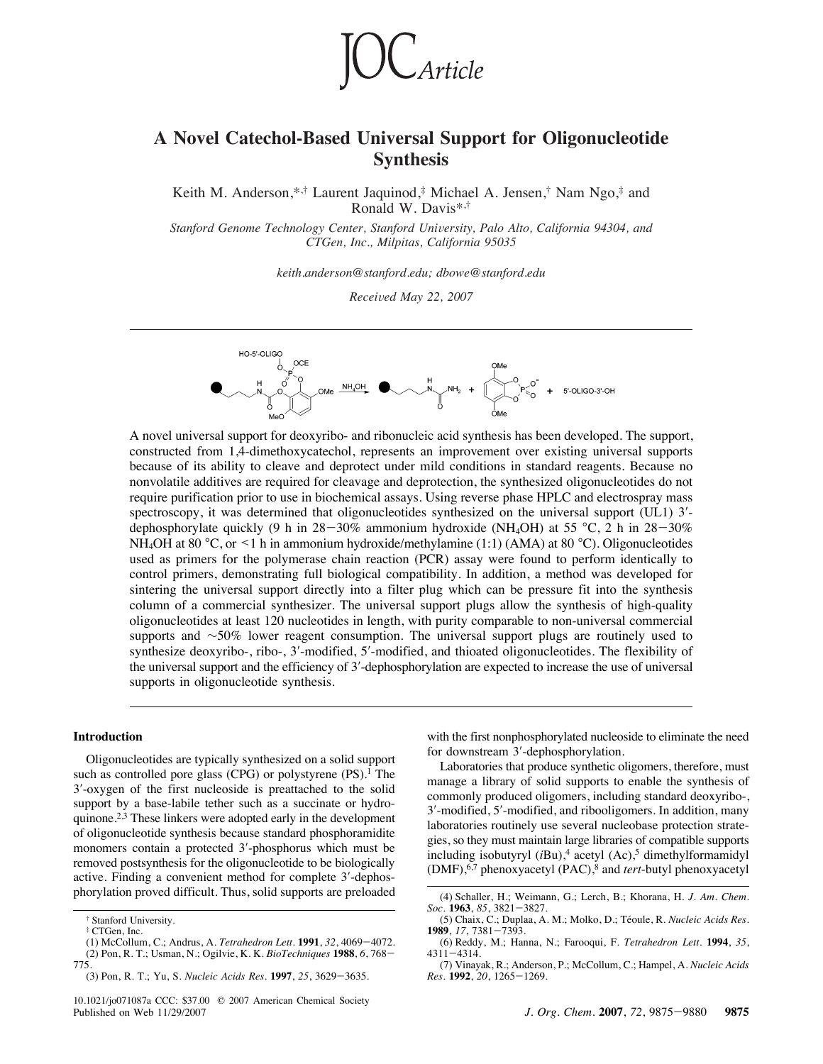# A Novel Catechol-Based Universal Support for Oligonucleotide Synthesis

Keith M. Anderson,*,[†] Laurent Jaquinod,[‡] Michael A. Jensen,[†] Nam Ngo,[‡] and Ronald W. Davis*,[†]

*Stanford Genome Technology Center, Stanford University, Palo Alto, California 94304, and CTGen, Inc., Milpitas, California 95035*

*keith.anderson@stanford.edu; dbowe@stanford.edu*

*Received May 22, 2007*

A novel universal support for deoxyribo- and ribonucleic acid synthesis has been developed. The support, constructed from 1,4-dimethoxycatechol, represents an improvement over existing universal supports because of its ability to cleave and deprotect under mild conditions in standard reagents. Because no nonvolatile additives are required for cleavage and deprotection, the synthesized oligonucleotides do not require purification prior to use in biochemical assays. Using reverse phase HPLC and electrospray mass spectroscopy, it was determined that oligonucleotides synthesized on the universal support (UL1) 3′-dephosphorylate quickly (9 h in 28−30% ammonium hydroxide ($NH_4OH$) at 55 °C, 2 h in 28−30% $NH_4OH$ at 80 °C, or <1 h in ammonium hydroxide/methylamine (1:1) (AMA) at 80 °C). Oligonucleotides used as primers for the polymerase chain reaction (PCR) assay were found to perform identically to control primers, demonstrating full biological compatibility. In addition, a method was developed for sintering the universal support directly into a filter plug which can be pressure fit into the synthesis column of a commercial synthesizer. The universal support plugs allow the synthesis of high-quality oligonucleotides at least 120 nucleotides in length, with purity comparable to non-universal commercial supports and ~50% lower reagent consumption. The universal support plugs are routinely used to synthesize deoxyribo-, ribo-, 3′-modified, 5′-modified, and thioated oligonucleotides. The flexibility of the universal support and the efficiency of 3′-dephosphorylation are expected to increase the use of universal supports in oligonucleotide synthesis.

## Introduction

Oligonucleotides are typically synthesized on a solid support such as controlled pore glass (CPG) or polystyrene (PS).[1] The 3′-oxygen of the first nucleoside is preattached to the solid support by a base-labile tether such as a succinate or hydroquinone.[2,3] These linkers were adopted early in the development of oligonucleotide synthesis because standard phosphoramidite monomers contain a protected 3′-phosphorus which must be removed postsynthesis for the oligonucleotide to be biologically active. Finding a convenient method for complete 3′-dephosphorylation proved difficult. Thus, solid supports are preloaded with the first nonphosphorylated nucleoside to eliminate the need for downstream 3′-dephosphorylation.

Laboratories that produce synthetic oligomers, therefore, must manage a library of solid supports to enable the synthesis of commonly produced oligomers, including standard deoxyribo-, 3′-modified, 5′-modified, and ribooligomers. In addition, many laboratories routinely use several nucleobase protection strategies, so they must maintain large libraries of compatible supports including isobutyryl (*i*Bu),[4] acetyl (Ac),[5] dimethylformamidyl (DMF),[6,7] phenoxyacetyl (PAC),[8] and *tert*-butyl phenoxyacetyl

[†] Stanford University.
[‡] CTGen, Inc.

(1) McCollum, C.; Andrus, A. *Tetrahedron Lett.* **1991**, *32*, 4069−4072.
(2) Pon, R. T.; Usman, N.; Ogilvie, K. K. *BioTechniques* **1988**, *6*, 768−775.
(3) Pon, R. T.; Yu, S. *Nucleic Acids Res.* **1997**, *25*, 3629−3635.
(4) Schaller, H.; Weimann, G.; Lerch, B.; Khorana, H. *J. Am. Chem. Soc.* **1963**, *85*, 3821−3827.
(5) Chaix, C.; Duplaa, A. M.; Molko, D.; Téoule, R. *Nucleic Acids Res.* **1989**, *17*, 7381−7393.
(6) Reddy, M.; Hanna, N.; Farooqui, F. *Tetrahedron Lett.* **1994**, *35*, 4311−4314.
(7) Vinayak, R.; Anderson, P.; McCollum, C.; Hampel, A. *Nucleic Acids Res.* **1992**, *20*, 1265−1269.

10.1021/jo071087a CCC: $37.00 © 2007 American Chemical Society
Published on Web 11/29/2007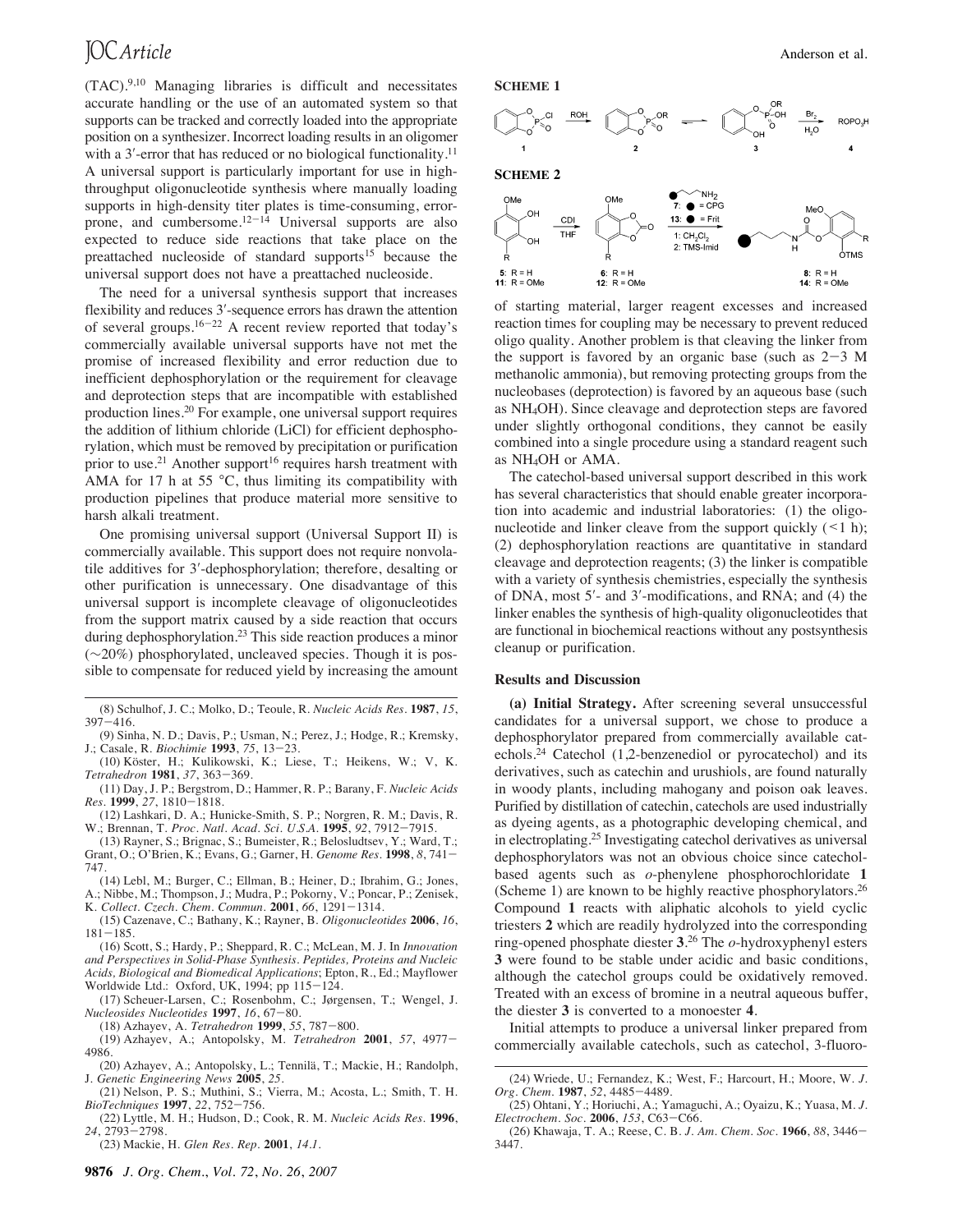(TAC).[9,10] Managing libraries is difficult and necessitates accurate handling or the use of an automated system so that supports can be tracked and correctly loaded into the appropriate position on a synthesizer. Incorrect loading results in an oligomer with a 3′-error that has reduced or no biological functionality.[11] A universal support is particularly important for use in high-throughput oligonucleotide synthesis where manually loading supports in high-density titer plates is time-consuming, error-prone, and cumbersome.[12-14] Universal supports are also expected to reduce side reactions that take place on the preattached nucleoside of standard supports[15] because the universal support does not have a preattached nucleoside.

The need for a universal synthesis support that increases flexibility and reduces 3′-sequence errors has drawn the attention of several groups.[16-22] A recent review reported that today's commercially available universal supports have not met the promise of increased flexibility and error reduction due to inefficient dephosphorylation or the requirement for cleavage and deprotection steps that are incompatible with established production lines.[20] For example, one universal support requires the addition of lithium chloride (LiCl) for efficient dephosphorylation, which must be removed by precipitation or purification prior to use.[21] Another support[16] requires harsh treatment with AMA for 17 h at 55 °C, thus limiting its compatibility with production pipelines that produce material more sensitive to harsh alkali treatment.

One promising universal support (Universal Support II) is commercially available. This support does not require nonvolatile additives for 3′-dephosphorylation; therefore, desalting or other purification is unnecessary. One disadvantage of this universal support is incomplete cleavage of oligonucleotides from the support matrix caused by a side reaction that occurs during dephosphorylation.[23] This side reaction produces a minor (~20%) phosphorylated, uncleaved species. Though it is possible to compensate for reduced yield by increasing the amount of starting material, larger reagent excesses and increased reaction times for coupling may be necessary to prevent reduced oligo quality. Another problem is that cleaving the linker from the support is favored by an organic base (such as 2−3 M methanolic ammonia), but removing protecting groups from the nucleobases (deprotection) is favored by an aqueous base (such as $NH_4OH$). Since cleavage and deprotection steps are favored under slightly orthogonal conditions, they cannot be easily combined into a single procedure using a standard reagent such as $NH_4OH$ or AMA.

**SCHEME 1**

**SCHEME 2**

The catechol-based universal support described in this work has several characteristics that should enable greater incorporation into academic and industrial laboratories: (1) the oligonucleotide and linker cleave from the support quickly (<1 h); (2) dephosphorylation reactions are quantitative in standard cleavage and deprotection reagents; (3) the linker is compatible with a variety of synthesis chemistries, especially the synthesis of DNA, most 5′- and 3′-modifications, and RNA; and (4) the linker enables the synthesis of high-quality oligonucleotides that are functional in biochemical reactions without any postsynthesis cleanup or purification.

## Results and Discussion

**(a) Initial Strategy.** After screening several unsuccessful candidates for a universal support, we chose to produce a dephosphorylator prepared from commercially available catechols.[24] Catechol (1,2-benzenediol or pyrocatechol) and its derivatives, such as catechin and urushiols, are found naturally in woody plants, including mahogany and poison oak leaves. Purified by distillation of catechin, catechols are used industrially as dyeing agents, as a photographic developing chemical, and in electroplating.[25] Investigating catechol derivatives as universal dephosphorylators was not an obvious choice since catechol-based agents such as *o*-phenylene phosphorochloridate **1** (Scheme 1) are known to be highly reactive phosphorylators.[26] Compound **1** reacts with aliphatic alcohols to yield cyclic triesters **2** which are readily hydrolyzed into the corresponding ring-opened phosphate diester **3**.[26] The *o*-hydroxyphenyl esters **3** were found to be stable under acidic and basic conditions, although the catechol groups could be oxidatively removed. Treated with an excess of bromine in a neutral aqueous buffer, the diester **3** is converted to a monoester **4**.

Initial attempts to produce a universal linker prepared from commercially available catechols, such as catechol, 3-fluoro-

(8) Schulhof, J. C.; Molko, D.; Teoule, R. *Nucleic Acids Res.* **1987**, *15*, 397−416.

(9) Sinha, N. D.; Davis, P.; Usman, N.; Perez, J.; Hodge, R.; Kremsky, J.; Casale, R. *Biochimie* **1993**, *75*, 13−23.

(10) Köster, H.; Kulikowski, K.; Liese, T.; Heikens, W.; V, K. *Tetrahedron* **1981**, *37*, 363−369.

(11) Day, J. P.; Bergstrom, D.; Hammer, R. P.; Barany, F. *Nucleic Acids Res.* **1999**, *27*, 1810−1818.

(12) Lashkari, D. A.; Hunicke-Smith, S. P.; Norgren, R. M.; Davis, R. W.; Brennan, T. *Proc. Natl. Acad. Sci. U.S.A.* **1995**, *92*, 7912−7915.

(13) Rayner, S.; Brignac, S.; Bumeister, R.; Belosludtsev, Y.; Ward, T.; Grant, O.; O'Brien, K.; Evans, G.; Garner, H. *Genome Res.* **1998**, *8*, 741−747.

(14) Lebl, M.; Burger, C.; Ellman, B.; Heiner, D.; Ibrahim, G.; Jones, A.; Nibbe, M.; Thompson, J.; Mudra, P.; Pokorny, V.; Poncar, P.; Zenisek, K. *Collect. Czech. Chem. Commun.* **2001**, *66*, 1291−1314.

(15) Cazenave, C.; Bathany, K.; Rayner, B. *Oligonucleotides* **2006**, *16*, 181−185.

(16) Scott, S.; Hardy, P.; Sheppard, R. C.; McLean, M. J. In *Innovation and Perspectives in Solid-Phase Synthesis. Peptides, Proteins and Nucleic Acids, Biological and Biomedical Applications*; Epton, R., Ed.; Mayflower Worldwide Ltd.: Oxford, UK, 1994; pp 115−124.

(17) Scheuer-Larsen, C.; Rosenbohm, C.; Jørgensen, T.; Wengel, J. *Nucleosides Nucleotides* **1997**, *16*, 67−80.

(18) Azhayev, A. *Tetrahedron* **1999**, *55*, 787−800.

(19) Azhayev, A.; Antopolsky, M. *Tetrahedron* **2001**, *57*, 4977−4986.

(20) Azhayev, A.; Antopolsky, L.; Tennilä, T.; Mackie, H.; Randolph, J. *Genetic Engineering News* **2005**, *25*.

(21) Nelson, P. S.; Muthini, S.; Vierra, M.; Acosta, L.; Smith, T. H. *BioTechniques* **1997**, *22*, 752−756.

(22) Lyttle, M. H.; Hudson, D.; Cook, R. M. *Nucleic Acids Res.* **1996**, *24*, 2793−2798.

(23) Mackie, H. *Glen Res. Rep.* **2001**, *14.1*.

(24) Wriede, U.; Fernandez, K.; West, F.; Harcourt, H.; Moore, W. *J. Org. Chem.* **1987**, *52*, 4485−4489.

(25) Ohtani, Y.; Horiuchi, A.; Yamaguchi, A.; Oyaizu, K.; Yuasa, M. *J. Electrochem. Soc.* **2006**, *153*, C63−C66.

(26) Khawaja, T. A.; Reese, C. B. *J. Am. Chem. Soc.* **1966**, *88*, 3446−3447.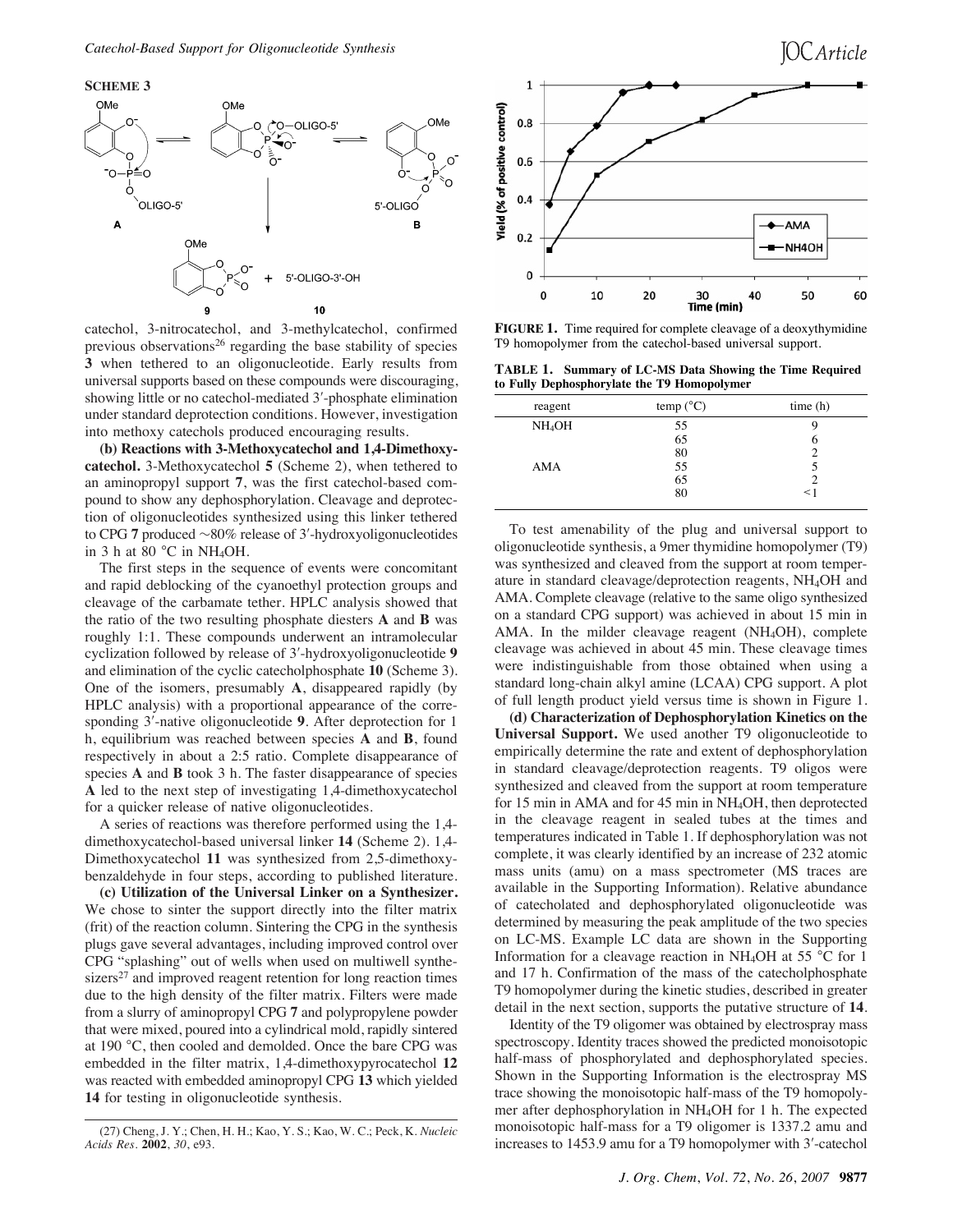**SCHEME 3**

catechol, 3-nitrocatechol, and 3-methylcatechol, confirmed previous observations[26] regarding the base stability of species **3** when tethered to an oligonucleotide. Early results from universal supports based on these compounds were discouraging, showing little or no catechol-mediated 3′-phosphate elimination under standard deprotection conditions. However, investigation into methoxy catechols produced encouraging results.

**(b) Reactions with 3-Methoxycatechol and 1,4-Dimethoxycatechol.** 3-Methoxycatechol **5** (Scheme 2), when tethered to an aminopropyl support **7**, was the first catechol-based compound to show any dephosphorylation. Cleavage and deprotection of oligonucleotides synthesized using this linker tethered to CPG **7** produced ~80% release of 3′-hydroxyoligonucleotides in 3 h at 80 °C in $NH_4OH$.

The first steps in the sequence of events were concomitant and rapid deblocking of the cyanoethyl protection groups and cleavage of the carbamate tether. HPLC analysis showed that the ratio of the two resulting phosphate diesters **A** and **B** was roughly 1:1. These compounds underwent an intramolecular cyclization followed by release of 3′-hydroxyoligonucleotide **9** and elimination of the cyclic catecholphosphate **10** (Scheme 3). One of the isomers, presumably **A**, disappeared rapidly (by HPLC analysis) with a proportional appearance of the corresponding 3′-native oligonucleotide **9**. After deprotection for 1 h, equilibrium was reached between species **A** and **B**, found respectively in about a 2:5 ratio. Complete disappearance of species **A** and **B** took 3 h. The faster disappearance of species **A** led to the next step of investigating 1,4-dimethoxycatechol for a quicker release of native oligonucleotides.

A series of reactions was therefore performed using the 1,4-dimethoxycatechol-based universal linker **14** (Scheme 2). 1,4-Dimethoxycatechol **11** was synthesized from 2,5-dimethoxybenzaldehyde in four steps, according to published literature.

**(c) Utilization of the Universal Linker on a Synthesizer.** We chose to sinter the support directly into the filter matrix (frit) of the reaction column. Sintering the CPG in the synthesis plugs gave several advantages, including improved control over CPG "splashing" out of wells when used on multiwell synthesizers[27] and improved reagent retention for long reaction times due to the high density of the filter matrix. Filters were made from a slurry of aminopropyl CPG **7** and polypropylene powder that were mixed, poured into a cylindrical mold, rapidly sintered at 190 °C, then cooled and demolded. Once the bare CPG was embedded in the filter matrix, 1,4-dimethoxypyrocatechol **12** was reacted with embedded aminopropyl CPG **13** which yielded **14** for testing in oligonucleotide synthesis.

(27) Cheng, J. Y.; Chen, H. H.; Kao, Y. S.; Kao, W. C.; Peck, K. *Nucleic Acids Res.* **2002**, *30*, e93.

**FIGURE 1.** Time required for complete cleavage of a deoxythymidine T9 homopolymer from the catechol-based universal support.

**TABLE 1. Summary of LC-MS Data Showing the Time Required to Fully Dephosphorylate the T9 Homopolymer**

| reagent | temp (°C) | time (h) |
|---|---|---|
| $NH_4OH$ | 55 | 9 |
| | 65 | 6 |
| | 80 | 2 |
| AMA | 55 | 5 |
| | 65 | 2 |
| | 80 | <1 |

To test amenability of the plug and universal support to oligonucleotide synthesis, a 9mer thymidine homopolymer (T9) was synthesized and cleaved from the support at room temperature in standard cleavage/deprotection reagents, $NH_4OH$ and AMA. Complete cleavage (relative to the same oligo synthesized on a standard CPG support) was achieved in about 15 min in AMA. In the milder cleavage reagent ($NH_4OH$), complete cleavage was achieved in about 45 min. These cleavage times were indistinguishable from those obtained when using a standard long-chain alkyl amine (LCAA) CPG support. A plot of full length product yield versus time is shown in Figure 1.

**(d) Characterization of Dephosphorylation Kinetics on the Universal Support.** We used another T9 oligonucleotide to empirically determine the rate and extent of dephosphorylation in standard cleavage/deprotection reagents. T9 oligos were synthesized and cleaved from the support at room temperature for 15 min in AMA and for 45 min in $NH_4OH$, then deprotected in the cleavage reagent in sealed tubes at the times and temperatures indicated in Table 1. If dephosphorylation was not complete, it was clearly identified by an increase of 232 atomic mass units (amu) on a mass spectrometer (MS traces are available in the Supporting Information). Relative abundance of catecholated and dephosphorylated oligonucleotide was determined by measuring the peak amplitude of the two species on LC-MS. Example LC data are shown in the Supporting Information for a cleavage reaction in $NH_4OH$ at 55 °C for 1 and 17 h. Confirmation of the mass of the catecholphosphate T9 homopolymer during the kinetic studies, described in greater detail in the next section, supports the putative structure of **14**.

Identity of the T9 oligomer was obtained by electrospray mass spectroscopy. Identity traces showed the predicted monoisotopic half-mass of phosphorylated and dephosphorylated species. Shown in the Supporting Information is the electrospray MS trace showing the monoisotopic half-mass of the T9 homopolymer after dephosphorylation in $NH_4OH$ for 1 h. The expected monoisotopic half-mass for a T9 oligomer is 1337.2 amu and increases to 1453.9 amu for a T9 homopolymer with 3′-catechol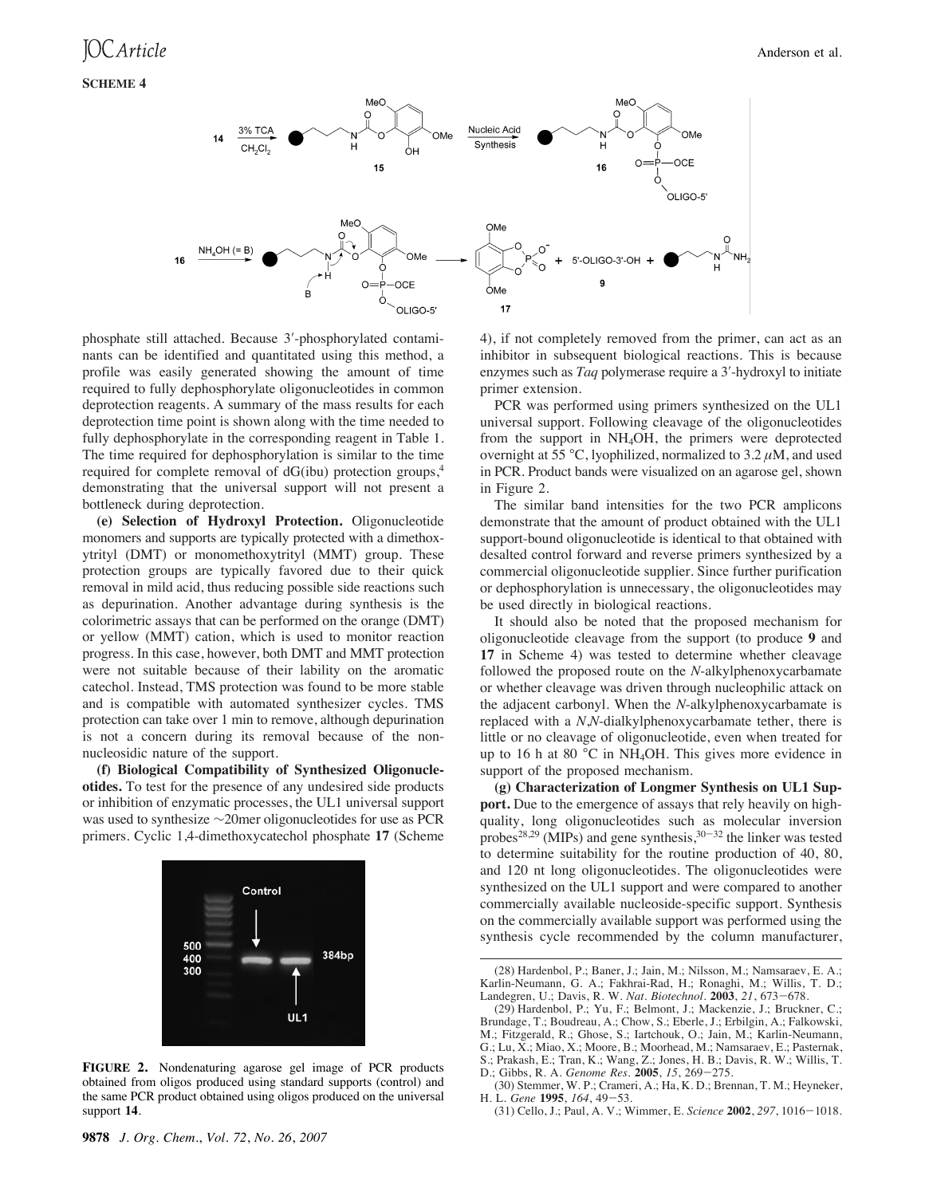**SCHEME 4**

phosphate still attached. Because 3′-phosphorylated contaminants can be identified and quantitated using this method, a profile was easily generated showing the amount of time required to fully dephosphorylate oligonucleotides in common deprotection reagents. A summary of the mass results for each deprotection time point is shown along with the time needed to fully dephosphorylate in the corresponding reagent in Table 1. The time required for dephosphorylation is similar to the time required for complete removal of dG(ibu) protection groups,[4] demonstrating that the universal support will not present a bottleneck during deprotection.

**(e) Selection of Hydroxyl Protection.** Oligonucleotide monomers and supports are typically protected with a dimethoxytrityl (DMT) or monomethoxytrityl (MMT) group. These protection groups are typically favored due to their quick removal in mild acid, thus reducing possible side reactions such as depurination. Another advantage during synthesis is the colorimetric assays that can be performed on the orange (DMT) or yellow (MMT) cation, which is used to monitor reaction progress. In this case, however, both DMT and MMT protection were not suitable because of their lability on the aromatic catechol. Instead, TMS protection was found to be more stable and is compatible with automated synthesizer cycles. TMS protection can take over 1 min to remove, although depurination is not a concern during its removal because of the non-nucleosidic nature of the support.

**(f) Biological Compatibility of Synthesized Oligonucleotides.** To test for the presence of any undesired side products or inhibition of enzymatic processes, the UL1 universal support was used to synthesize ~20mer oligonucleotides for use as PCR primers. Cyclic 1,4-dimethoxycatechol phosphate **17** (Scheme 4), if not completely removed from the primer, can act as an inhibitor in subsequent biological reactions. This is because enzymes such as *Taq* polymerase require a 3′-hydroxyl to initiate primer extension.

**FIGURE 2.** Nondenaturing agarose gel image of PCR products obtained from oligos produced using standard supports (control) and the same PCR product obtained using oligos produced on the universal support **14**.

PCR was performed using primers synthesized on the UL1 universal support. Following cleavage of the oligonucleotides from the support in $NH_4OH$, the primers were deprotected overnight at 55 °C, lyophilized, normalized to 3.2 $\mu$M, and used in PCR. Product bands were visualized on an agarose gel, shown in Figure 2.

The similar band intensities for the two PCR amplicons demonstrate that the amount of product obtained with the UL1 support-bound oligonucleotide is identical to that obtained with desalted control forward and reverse primers synthesized by a commercial oligonucleotide supplier. Since further purification or dephosphorylation is unnecessary, the oligonucleotides may be used directly in biological reactions.

It should also be noted that the proposed mechanism for oligonucleotide cleavage from the support (to produce **9** and **17** in Scheme 4) was tested to determine whether cleavage followed the proposed route on the *N*-alkylphenoxycarbamate or whether cleavage was driven through nucleophilic attack on the adjacent carbonyl. When the *N*-alkylphenoxycarbamate is replaced with a *N*,*N*-dialkylphenoxycarbamate tether, there is little or no cleavage of oligonucleotide, even when treated for up to 16 h at 80 °C in $NH_4OH$. This gives more evidence in support of the proposed mechanism.

**(g) Characterization of Longmer Synthesis on UL1 Support.** Due to the emergence of assays that rely heavily on high-quality, long oligonucleotides such as molecular inversion probes[28,29] (MIPs) and gene synthesis,[30−32] the linker was tested to determine suitability for the routine production of 40, 80, and 120 nt long oligonucleotides. The oligonucleotides were synthesized on the UL1 support and were compared to another commercially available nucleoside-specific support. Synthesis on the commercially available support was performed using the synthesis cycle recommended by the column manufacturer,

(28) Hardenbol, P.; Baner, J.; Jain, M.; Nilsson, M.; Namsaraev, E. A.; Karlin-Neumann, G. A.; Fakhrai-Rad, H.; Ronaghi, M.; Willis, T. D.; Landegren, U.; Davis, R. W. *Nat. Biotechnol.* **2003**, *21*, 673−678.

(29) Hardenbol, P.; Yu, F.; Belmont, J.; Mackenzie, J.; Bruckner, C.; Brundage, T.; Boudreau, A.; Chow, S.; Eberle, J.; Erbilgin, A.; Falkowski, M.; Fitzgerald, R.; Ghose, S.; Iartchouk, O.; Jain, M.; Karlin-Neumann, G.; Lu, X.; Miao, X.; Moore, B.; Moorhead, M.; Namsaraev, E.; Pasternak, S.; Prakash, E.; Tran, K.; Wang, Z.; Jones, H. B.; Davis, R. W.; Willis, T. D.; Gibbs, R. A. *Genome Res.* **2005**, *15*, 269−275.

(30) Stemmer, W. P.; Crameri, A.; Ha, K. D.; Brennan, T. M.; Heyneker, H. L. *Gene* **1995**, *164*, 49−53.

(31) Cello, J.; Paul, A. V.; Wimmer, E. *Science* **2002**, *297*, 1016−1018.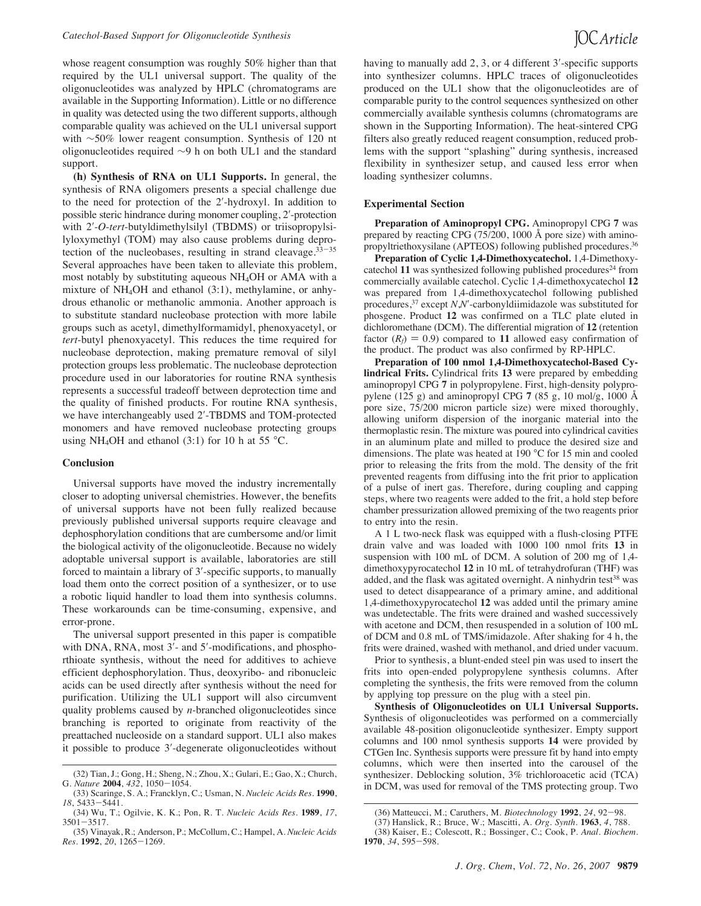whose reagent consumption was roughly 50% higher than that required by the UL1 universal support. The quality of the oligonucleotides was analyzed by HPLC (chromatograms are available in the Supporting Information). Little or no difference in quality was detected using the two different supports, although comparable quality was achieved on the UL1 universal support with ~50% lower reagent consumption. Synthesis of 120 nt oligonucleotides required ~9 h on both UL1 and the standard support.

**(h) Synthesis of RNA on UL1 Supports.** In general, the synthesis of RNA oligomers presents a special challenge due to the need for protection of the 2′-hydroxyl. In addition to possible steric hindrance during monomer coupling, 2′-protection with 2′-*O*-*tert*-butyldimethylsilyl (TBDMS) or triisopropylsilyloxymethyl (TOM) may also cause problems during deprotection of the nucleobases, resulting in strand cleavage.[33-35] Several approaches have been taken to alleviate this problem, most notably by substituting aqueous $NH_4OH$ or AMA with a mixture of $NH_4OH$ and ethanol (3:1), methylamine, or anhydrous ethanolic or methanolic ammonia. Another approach is to substitute standard nucleobase protection with more labile groups such as acetyl, dimethylformamidyl, phenoxyacetyl, or *tert*-butyl phenoxyacetyl. This reduces the time required for nucleobase deprotection, making premature removal of silyl protection groups less problematic. The nucleobase deprotection procedure used in our laboratories for routine RNA synthesis represents a successful tradeoff between deprotection time and the quality of finished products. For routine RNA synthesis, we have interchangeably used 2′-TBDMS and TOM-protected monomers and have removed nucleobase protecting groups using $NH_4OH$ and ethanol (3:1) for 10 h at 55 °C.

## Conclusion

Universal supports have moved the industry incrementally closer to adopting universal chemistries. However, the benefits of universal supports have not been fully realized because previously published universal supports require cleavage and dephosphorylation conditions that are cumbersome and/or limit the biological activity of the oligonucleotide. Because no widely adoptable universal support is available, laboratories are still forced to maintain a library of 3′-specific supports, to manually load them onto the correct position of a synthesizer, or to use a robotic liquid handler to load them into synthesis columns. These workarounds can be time-consuming, expensive, and error-prone.

The universal support presented in this paper is compatible with DNA, RNA, most 3′- and 5′-modifications, and phosphorthioate synthesis, without the need for additives to achieve efficient dephosphorylation. Thus, deoxyribo- and ribonucleic acids can be used directly after synthesis without the need for purification. Utilizing the UL1 support will also circumvent quality problems caused by *n*-branched oligonucleotides since branching is reported to originate from reactivity of the preattached nucleoside on a standard support. UL1 also makes it possible to produce 3′-degenerate oligonucleotides without having to manually add 2, 3, or 4 different 3′-specific supports into synthesizer columns. HPLC traces of oligonucleotides produced on the UL1 show that the oligonucleotides are of comparable purity to the control sequences synthesized on other commercially available synthesis columns (chromatograms are shown in the Supporting Information). The heat-sintered CPG filters also greatly reduced reagent consumption, reduced problems with the support "splashing" during synthesis, increased flexibility in synthesizer setup, and caused less error when loading synthesizer columns.

## Experimental Section

**Preparation of Aminopropyl CPG.** Aminopropyl CPG **7** was prepared by reacting CPG (75/200, 1000 Å pore size) with aminopropyltriethoxysilane (APTEOS) following published procedures.[36]

**Preparation of Cyclic 1,4-Dimethoxycatechol.** 1,4-Dimethoxycatechol **11** was synthesized following published procedures[24] from commercially available catechol. Cyclic 1,4-dimethoxycatechol **12** was prepared from 1,4-dimethoxycatechol following published procedures,[37] except *N*,*N*′-carbonyldiimidazole was substituted for phosgene. Product **12** was confirmed on a TLC plate eluted in dichloromethane (DCM). The differential migration of **12** (retention factor ($R_f$) = 0.9) compared to **11** allowed easy confirmation of the product. The product was also confirmed by RP-HPLC.

**Preparation of 100 nmol 1,4-Dimethoxycatechol-Based Cylindrical Frits.** Cylindrical frits **13** were prepared by embedding aminopropyl CPG **7** in polypropylene. First, high-density polypropylene (125 g) and aminopropyl CPG **7** (85 g, 10 mol/g, 1000 Å pore size, 75/200 micron particle size) were mixed thoroughly, allowing uniform dispersion of the inorganic material into the thermoplastic resin. The mixture was poured into cylindrical cavities in an aluminum plate and milled to produce the desired size and dimensions. The plate was heated at 190 °C for 15 min and cooled prior to releasing the frits from the mold. The density of the frit prevented reagents from diffusing into the frit prior to application of a pulse of inert gas. Therefore, during coupling and capping steps, where two reagents were added to the frit, a hold step before chamber pressurization allowed premixing of the two reagents prior to entry into the resin.

A 1 L two-neck flask was equipped with a flush-closing PTFE drain valve and was loaded with 1000 100 nmol frits **13** in suspension with 100 mL of DCM. A solution of 200 mg of 1,4-dimethoxypyrocatechol **12** in 10 mL of tetrahydrofuran (THF) was added, and the flask was agitated overnight. A ninhydrin test[38] was used to detect disappearance of a primary amine, and additional 1,4-dimethoxypyrocatechol **12** was added until the primary amine was undetectable. The frits were drained and washed successively with acetone and DCM, then resuspended in a solution of 100 mL of DCM and 0.8 mL of TMS/imidazole. After shaking for 4 h, the frits were drained, washed with methanol, and dried under vacuum.

Prior to synthesis, a blunt-ended steel pin was used to insert the frits into open-ended polypropylene synthesis columns. After completing the synthesis, the frits were removed from the column by applying top pressure on the plug with a steel pin.

**Synthesis of Oligonucleotides on UL1 Universal Supports.** Synthesis of oligonucleotides was performed on a commercially available 48-position oligonucleotide synthesizer. Empty support columns and 100 nmol synthesis supports **14** were provided by CTGen Inc. Synthesis supports were pressure fit by hand into empty columns, which were then inserted into the carousel of the synthesizer. Deblocking solution, 3% trichloroacetic acid (TCA) in DCM, was used for removal of the TMS protecting group. Two

(32) Tian, J.; Gong, H.; Sheng, N.; Zhou, X.; Gulari, E.; Gao, X.; Church, G. *Nature* **2004**, *432*, 1050–1054.

(33) Scaringe, S. A.; Francklyn, C.; Usman, N. *Nucleic Acids Res.* **1990**, *18*, 5433–5441.

(34) Wu, T.; Ogilvie, K. K.; Pon, R. T. *Nucleic Acids Res.* **1989**, *17*, 3501–3517.

(35) Vinayak, R.; Anderson, P.; McCollum, C.; Hampel, A. *Nucleic Acids Res.* **1992**, *20*, 1265–1269.

(36) Matteucci, M.; Caruthers, M. *Biotechnology* **1992**, *24*, 92–98.

(37) Hanslick, R.; Bruce, W.; Mascitti, A. *Org. Synth.* **1963**, *4*, 788.

(38) Kaiser, E.; Colescott, R.; Bossinger, C.; Cook, P. *Anal. Biochem.* **1970**, *34*, 595–598.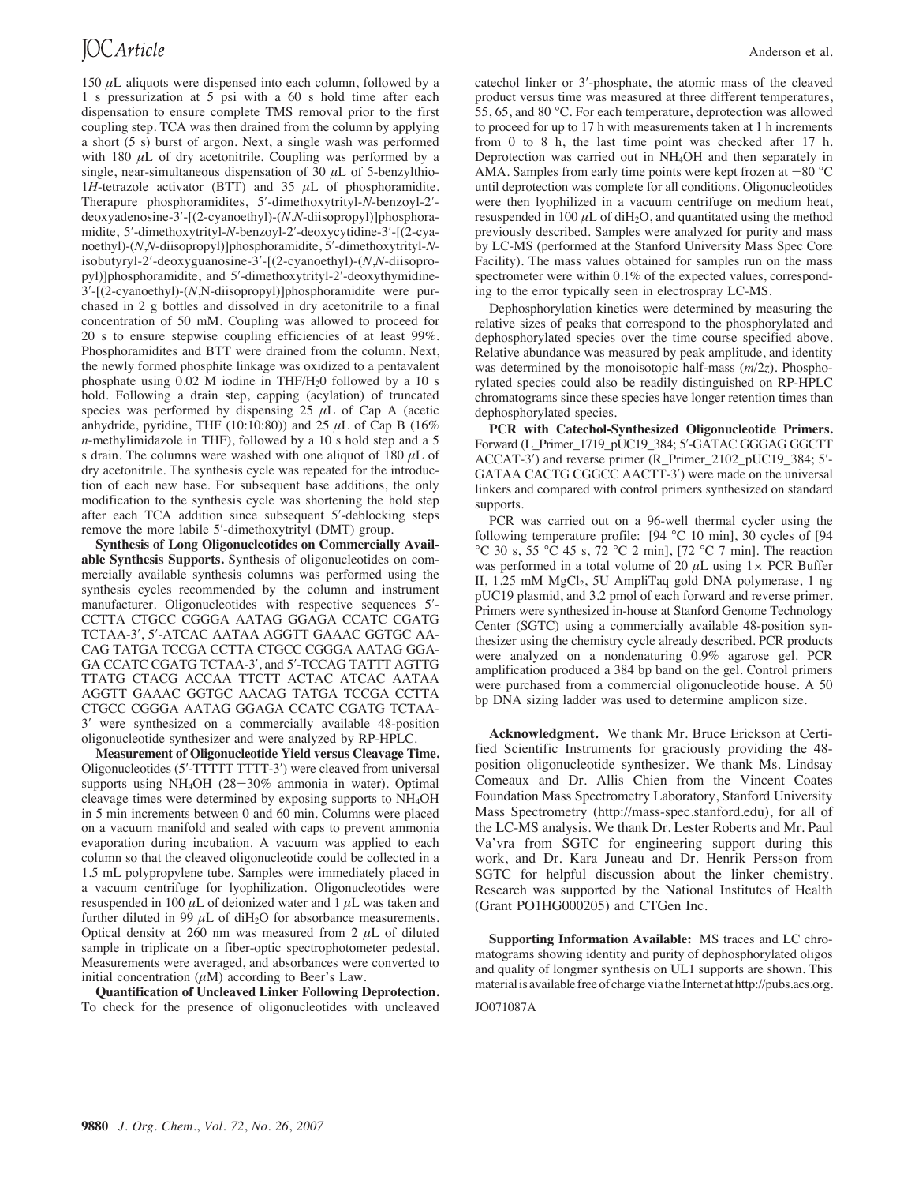150 μL aliquots were dispensed into each column, followed by a 1 s pressurization at 5 psi with a 60 s hold time after each dispensation to ensure complete TMS removal prior to the first coupling step. TCA was then drained from the column by applying a short (5 s) burst of argon. Next, a single wash was performed with 180 μL of dry acetonitrile. Coupling was performed by a single, near-simultaneous dispensation of 30 μL of 5-benzylthio-1*H*-tetrazole activator (BTT) and 35 μL of phosphoramidite. Therapure phosphoramidites, 5′-dimethoxytrityl-*N*-benzoyl-2′-deoxyadenosine-3′-[(2-cyanoethyl)-(*N*,*N*-diisopropyl)]phosphoramidite, 5′-dimethoxytrityl-*N*-benzoyl-2′-deoxycytidine-3′-[(2-cyanoethyl)-(*N*,*N*-diisopropyl)]phosphoramidite, 5′-dimethoxytrityl-*N*-isobutyryl-2′-deoxyguanosine-3′-[(2-cyanoethyl)-(*N*,*N*-diisopropyl)]phosphoramidite, and 5′-dimethoxytrityl-2′-deoxythymidine-3′-[(2-cyanoethyl)-(*N*,N-diisopropyl)]phosphoramidite were purchased in 2 g bottles and dissolved in dry acetonitrile to a final concentration of 50 mM. Coupling was allowed to proceed for 20 s to ensure stepwise coupling efficiencies of at least 99%. Phosphoramidites and BTT were drained from the column. Next, the newly formed phosphite linkage was oxidized to a pentavalent phosphate using 0.02 M iodine in THF/$H_20$ followed by a 10 s hold. Following a drain step, capping (acylation) of truncated species was performed by dispensing 25 μL of Cap A (acetic anhydride, pyridine, THF (10:10:80)) and 25 μL of Cap B (16% *n*-methylimidazole in THF), followed by a 10 s hold step and a 5 s drain. The columns were washed with one aliquot of 180 μL of dry acetonitrile. The synthesis cycle was repeated for the introduction of each new base. For subsequent base additions, the only modification to the synthesis cycle was shortening the hold step after each TCA addition since subsequent 5′-deblocking steps remove the more labile 5′-dimethoxytrityl (DMT) group.

**Synthesis of Long Oligonucleotides on Commercially Available Synthesis Supports.** Synthesis of oligonucleotides on commercially available synthesis columns was performed using the synthesis cycles recommended by the column and instrument manufacturer. Oligonucleotides with respective sequences 5′-CCTTA CTGCC CGGGA AATAG GGAGA CCATC CGATG TCTAA-3′, 5′-ATCAC AATAA AGGTT GAAAC GGTGC AACAG TATGA TCCGA CCTTA CTGCC CGGGA AATAG GGAGA CCATC CGATG TCTAA-3′, and 5′-TCCAG TATTT AGTTG TTATG CTACG ACCAA TTCTT ACTAC ATCAC AATAA AGGTT GAAAC GGTGC AACAG TATGA TCCGA CCTTA CTGCC CGGGA AATAG GGAGA CCATC CGATG TCTAA-3′ were synthesized on a commercially available 48-position oligonucleotide synthesizer and were analyzed by RP-HPLC.

**Measurement of Oligonucleotide Yield versus Cleavage Time.** Oligonucleotides (5′-TTTTT TTTT-3′) were cleaved from universal supports using $NH_4OH$ (28−30% ammonia in water). Optimal cleavage times were determined by exposing supports to $NH_4OH$ in 5 min increments between 0 and 60 min. Columns were placed on a vacuum manifold and sealed with caps to prevent ammonia evaporation during incubation. A vacuum was applied to each column so that the cleaved oligonucleotide could be collected in a 1.5 mL polypropylene tube. Samples were immediately placed in a vacuum centrifuge for lyophilization. Oligonucleotides were resuspended in 100 μL of deionized water and 1 μL was taken and further diluted in 99 μL of di$H_2O$ for absorbance measurements. Optical density at 260 nm was measured from 2 μL of diluted sample in triplicate on a fiber-optic spectrophotometer pedestal. Measurements were averaged, and absorbances were converted to initial concentration (μM) according to Beer's Law.

**Quantification of Uncleaved Linker Following Deprotection.** To check for the presence of oligonucleotides with uncleaved catechol linker or 3′-phosphate, the atomic mass of the cleaved product versus time was measured at three different temperatures, 55, 65, and 80 °C. For each temperature, deprotection was allowed to proceed for up to 17 h with measurements taken at 1 h increments from 0 to 8 h, the last time point was checked after 17 h. Deprotection was carried out in $NH_4OH$ and then separately in AMA. Samples from early time points were kept frozen at −80 °C until deprotection was complete for all conditions. Oligonucleotides were then lyophilized in a vacuum centrifuge on medium heat, resuspended in 100 μL of di$H_2O$, and quantitated using the method previously described. Samples were analyzed for purity and mass by LC-MS (performed at the Stanford University Mass Spec Core Facility). The mass values obtained for samples run on the mass spectrometer were within 0.1% of the expected values, corresponding to the error typically seen in electrospray LC-MS.

Dephosphorylation kinetics were determined by measuring the relative sizes of peaks that correspond to the phosphorylated and dephosphorylated species over the time course specified above. Relative abundance was measured by peak amplitude, and identity was determined by the monoisotopic half-mass ($m/2z$). Phosphorylated species could also be readily distinguished on RP-HPLC chromatograms since these species have longer retention times than dephosphorylated species.

**PCR with Catechol-Synthesized Oligonucleotide Primers.** Forward (L_Primer_1719_pUC19_384; 5′-GATAC GGGAG GGCTT ACCAT-3′) and reverse primer (R_Primer_2102_pUC19_384; 5′-GATAA CACTG CGGCC AACTT-3′) were made on the universal linkers and compared with control primers synthesized on standard supports.

PCR was carried out on a 96-well thermal cycler using the following temperature profile: [94 °C 10 min], 30 cycles of [94 °C 30 s, 55 °C 45 s, 72 °C 2 min], [72 °C 7 min]. The reaction was performed in a total volume of 20 μL using 1× PCR Buffer II, 1.25 mM $MgCl_2$, 5U AmpliTaq gold DNA polymerase, 1 ng pUC19 plasmid, and 3.2 pmol of each forward and reverse primer. Primers were synthesized in-house at Stanford Genome Technology Center (SGTC) using a commercially available 48-position synthesizer using the chemistry cycle already described. PCR products were analyzed on a nondenaturing 0.9% agarose gel. PCR amplification produced a 384 bp band on the gel. Control primers were purchased from a commercial oligonucleotide house. A 50 bp DNA sizing ladder was used to determine amplicon size.

**Acknowledgment.** We thank Mr. Bruce Erickson at Certified Scientific Instruments for graciously providing the 48-position oligonucleotide synthesizer. We thank Ms. Lindsay Comeaux and Dr. Allis Chien from the Vincent Coates Foundation Mass Spectrometry Laboratory, Stanford University Mass Spectrometry (http://mass-spec.stanford.edu), for all of the LC-MS analysis. We thank Dr. Lester Roberts and Mr. Paul Va'vra from SGTC for engineering support during this work, and Dr. Kara Juneau and Dr. Henrik Persson from SGTC for helpful discussion about the linker chemistry. Research was supported by the National Institutes of Health (Grant PO1HG000205) and CTGen Inc.

**Supporting Information Available:** MS traces and LC chromatograms showing identity and purity of dephosphorylated oligos and quality of longmer synthesis on UL1 supports are shown. This material is available free of charge via the Internet at http://pubs.acs.org.

JO071087A